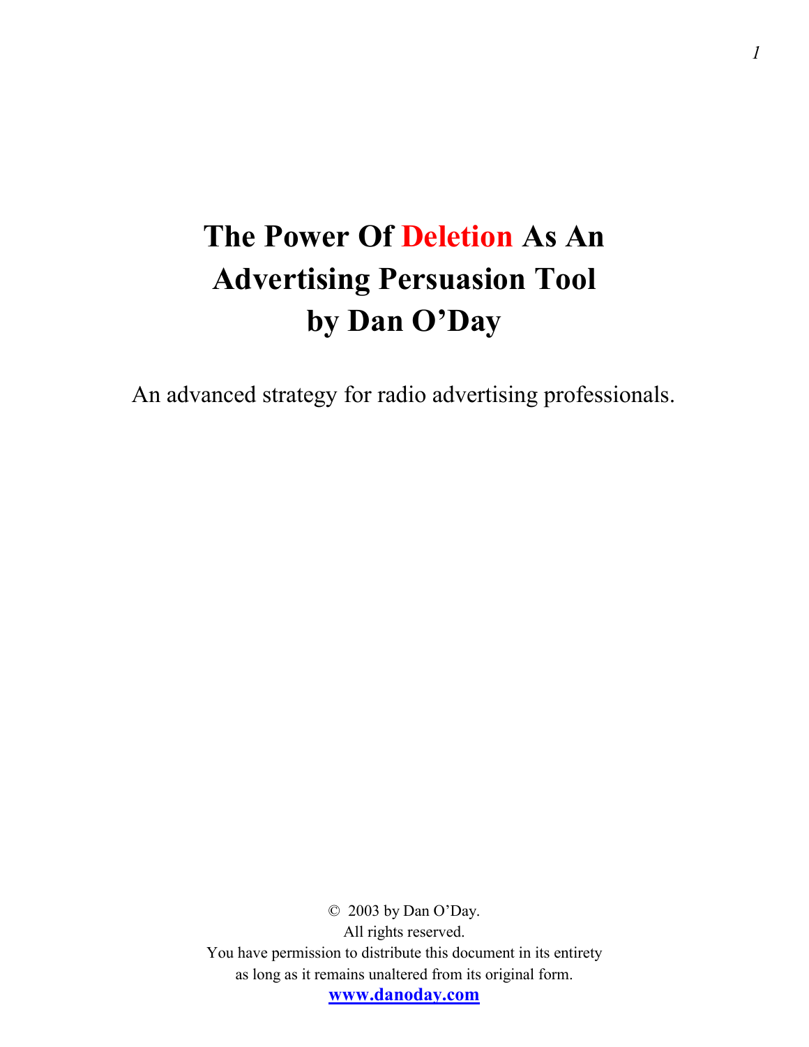# The Power Of Deletion As An Advertising Persuasion Tool by Dan O'Day

An advanced strategy for radio advertising professionals.

© 2003 by Dan O'Day.
All rights reserved.
You have permission to distribute this document in its entirety
as long as it remains unaltered from its original form.
**www.danoday.com**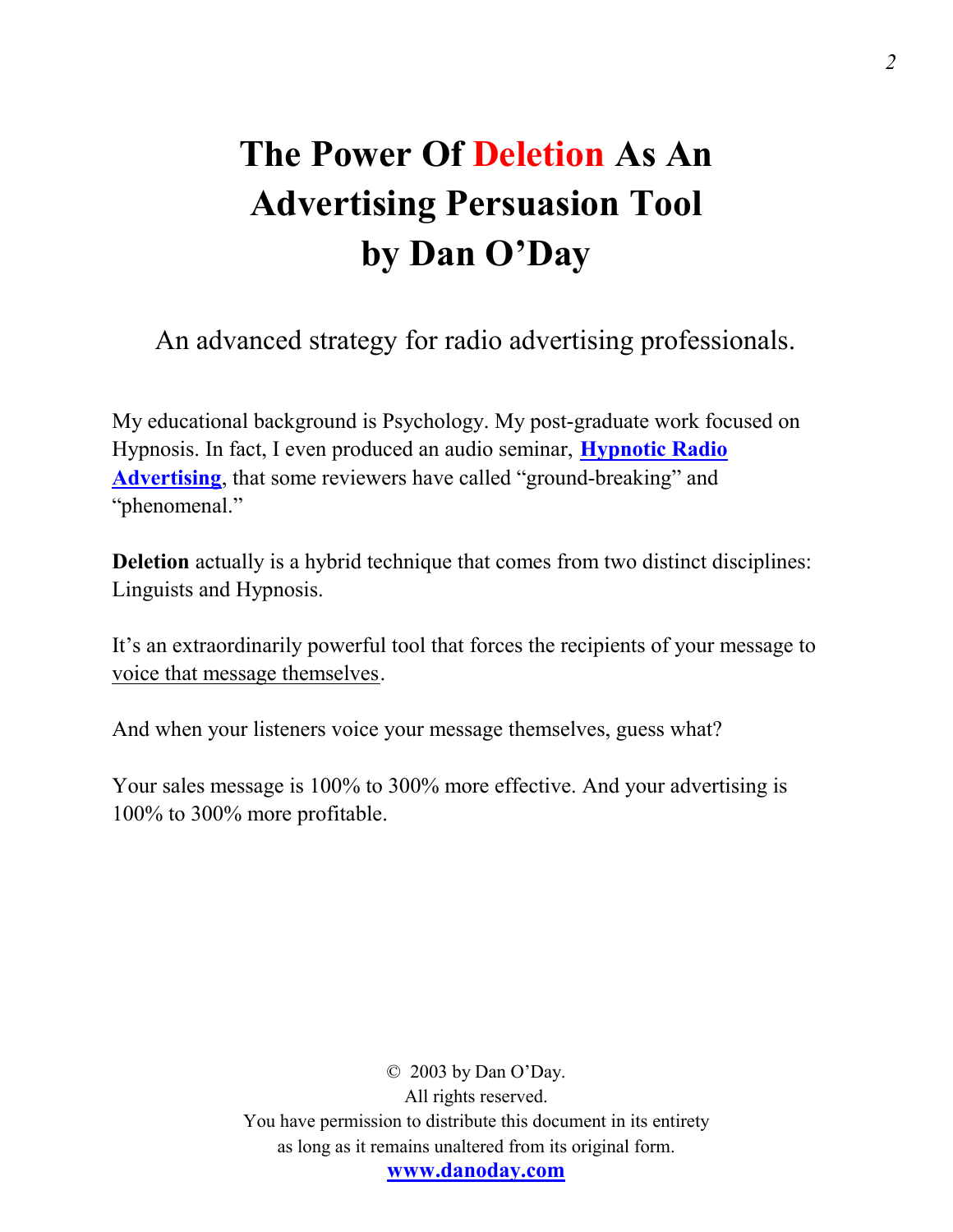# The Power Of Deletion As An Advertising Persuasion Tool by Dan O'Day

An advanced strategy for radio advertising professionals.

My educational background is Psychology. My post-graduate work focused on Hypnosis. In fact, I even produced an audio seminar, **Hypnotic Radio Advertising**, that some reviewers have called "ground-breaking" and "phenomenal."

**Deletion** actually is a hybrid technique that comes from two distinct disciplines: Linguists and Hypnosis.

It's an extraordinarily powerful tool that forces the recipients of your message to voice that message themselves.

And when your listeners voice your message themselves, guess what?

Your sales message is 100% to 300% more effective. And your advertising is 100% to 300% more profitable.

© 2003 by Dan O'Day.
All rights reserved.
You have permission to distribute this document in its entirety as long as it remains unaltered from its original form.
**www.danoday.com**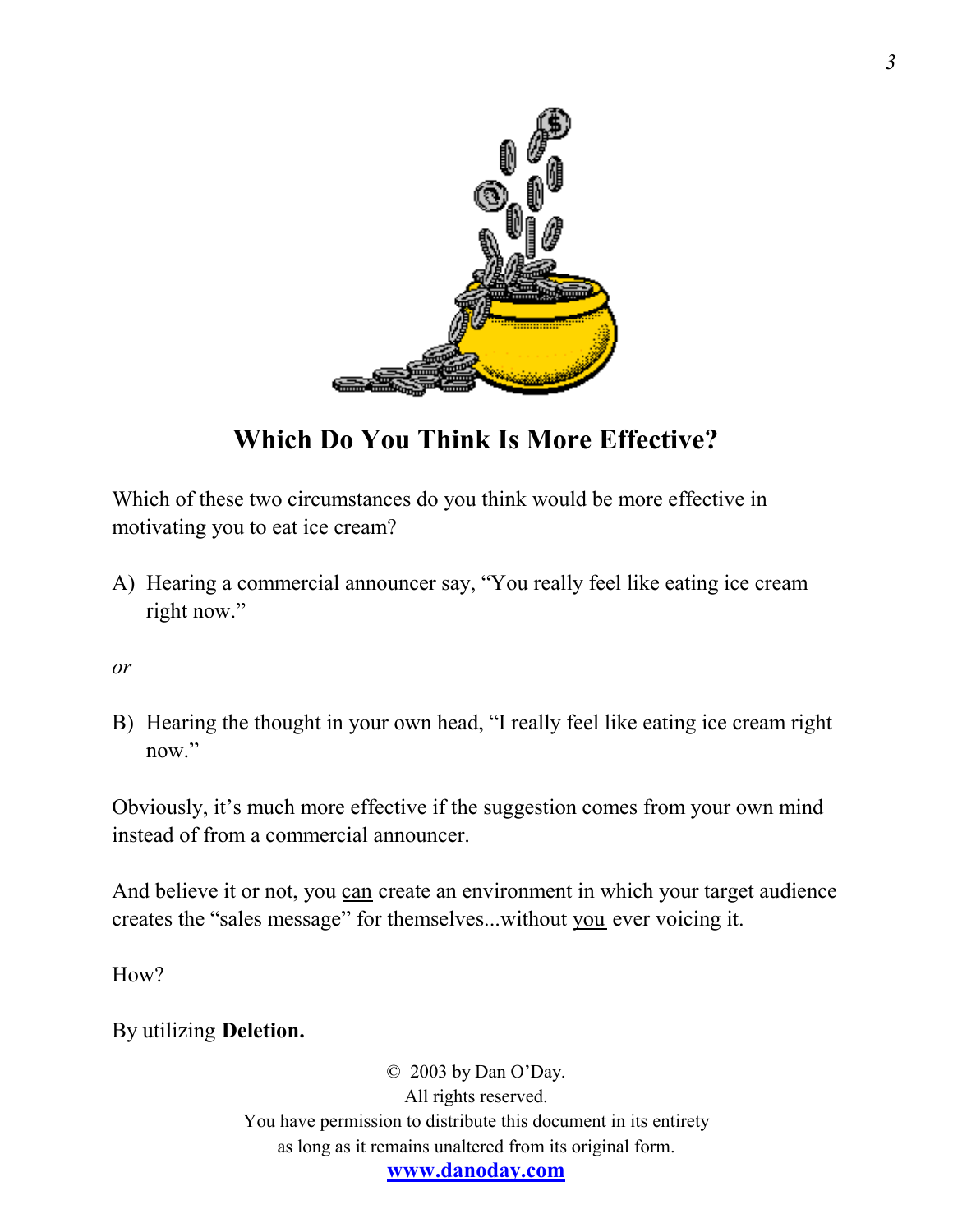## Which Do You Think Is More Effective?

Which of these two circumstances do you think would be more effective in motivating you to eat ice cream?

A) Hearing a commercial announcer say, "You really feel like eating ice cream right now."

*or*

B) Hearing the thought in your own head, "I really feel like eating ice cream right now."

Obviously, it's much more effective if the suggestion comes from your own mind instead of from a commercial announcer.

And believe it or not, you <u>can</u> create an environment in which your target audience creates the "sales message" for themselves...without <u>you</u> ever voicing it.

How?

By utilizing **Deletion.**

© 2003 by Dan O'Day.
All rights reserved.
You have permission to distribute this document in its entirety as long as it remains unaltered from its original form.
**www.danoday.com**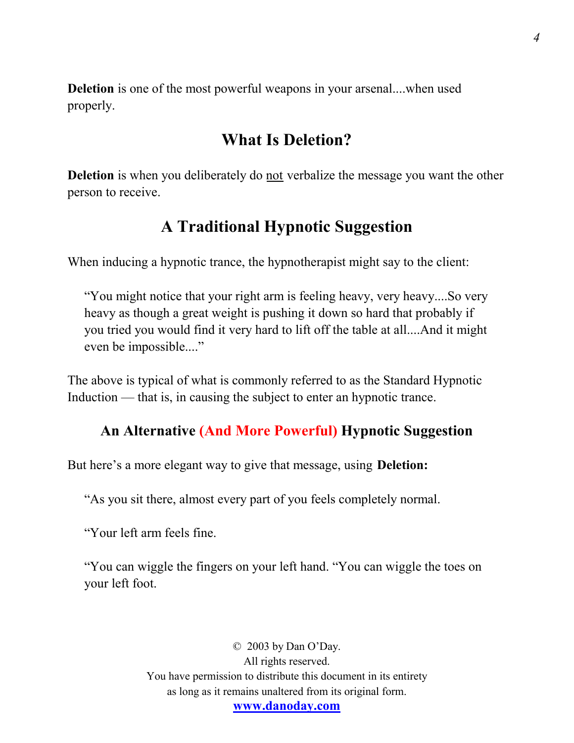**Deletion** is one of the most powerful weapons in your arsenal....when used properly.

## What Is Deletion?

**Deletion** is when you deliberately do <u>not</u> verbalize the message you want the other person to receive.

## A Traditional Hypnotic Suggestion

When inducing a hypnotic trance, the hypnotherapist might say to the client:

> "You might notice that your right arm is feeling heavy, very heavy....So very heavy as though a great weight is pushing it down so hard that probably if you tried you would find it very hard to lift off the table at all....And it might even be impossible...."

The above is typical of what is commonly referred to as the Standard Hypnotic Induction — that is, in causing the subject to enter an hypnotic trance.

### An Alternative (And More Powerful) Hypnotic Suggestion

But here's a more elegant way to give that message, using **Deletion:**

> "As you sit there, almost every part of you feels completely normal.
>
> "Your left arm feels fine.
>
> "You can wiggle the fingers on your left hand. "You can wiggle the toes on your left foot.

© 2003 by Dan O'Day.
All rights reserved.
You have permission to distribute this document in its entirety as long as it remains unaltered from its original form.
**www.danoday.com**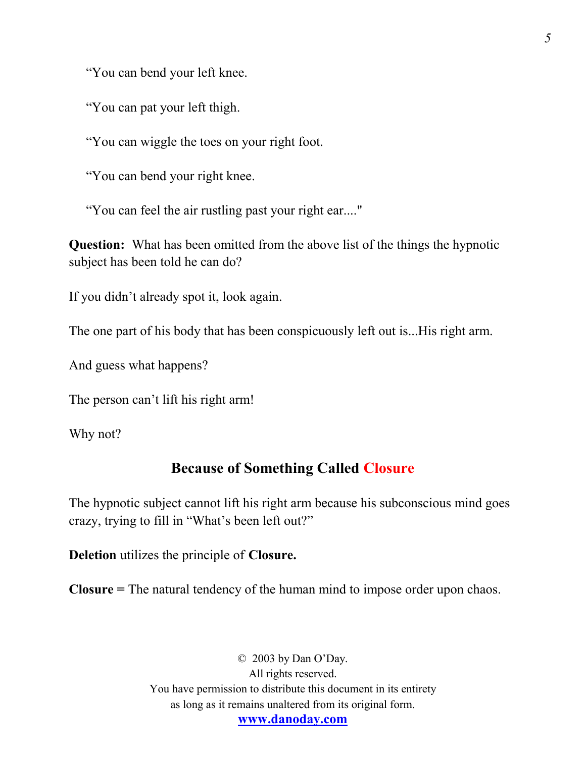"You can bend your left knee.

"You can pat your left thigh.

"You can wiggle the toes on your right foot.

"You can bend your right knee.

"You can feel the air rustling past your right ear...."

**Question:** What has been omitted from the above list of the things the hypnotic subject has been told he can do?

If you didn't already spot it, look again.

The one part of his body that has been conspicuously left out is...His right arm.

And guess what happens?

The person can't lift his right arm!

Why not?

## Because of Something Called Closure

The hypnotic subject cannot lift his right arm because his subconscious mind goes crazy, trying to fill in "What's been left out?"

**Deletion** utilizes the principle of **Closure.**

**Closure =** The natural tendency of the human mind to impose order upon chaos.

© 2003 by Dan O'Day.
All rights reserved.
You have permission to distribute this document in its entirety
as long as it remains unaltered from its original form.
**www.danoday.com**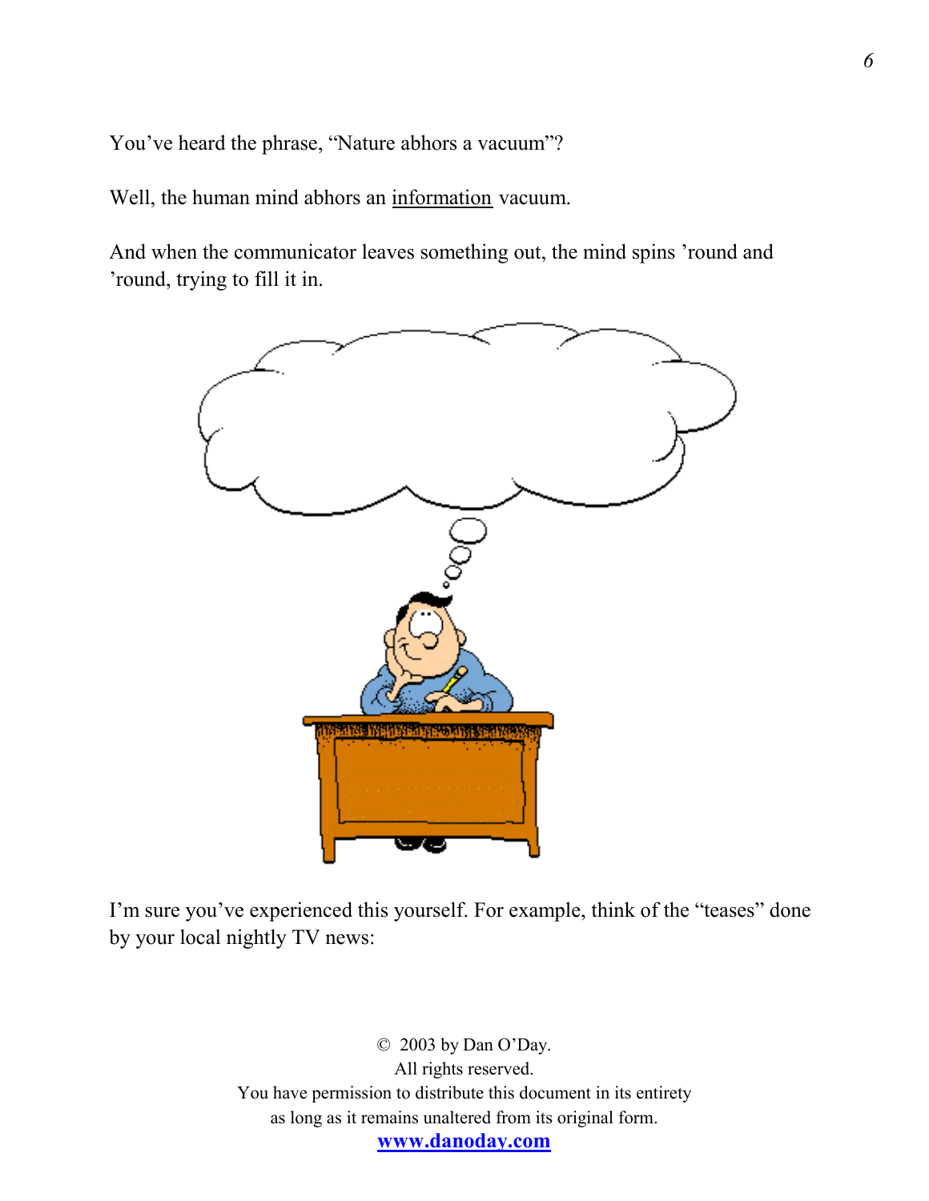You've heard the phrase, "Nature abhors a vacuum"?

Well, the human mind abhors an information vacuum.

And when the communicator leaves something out, the mind spins 'round and 'round, trying to fill it in.

I'm sure you've experienced this yourself. For example, think of the "teases" done by your local nightly TV news:

© 2003 by Dan O'Day.
All rights reserved.
You have permission to distribute this document in its entirety as long as it remains unaltered from its original form.
**www.danoday.com**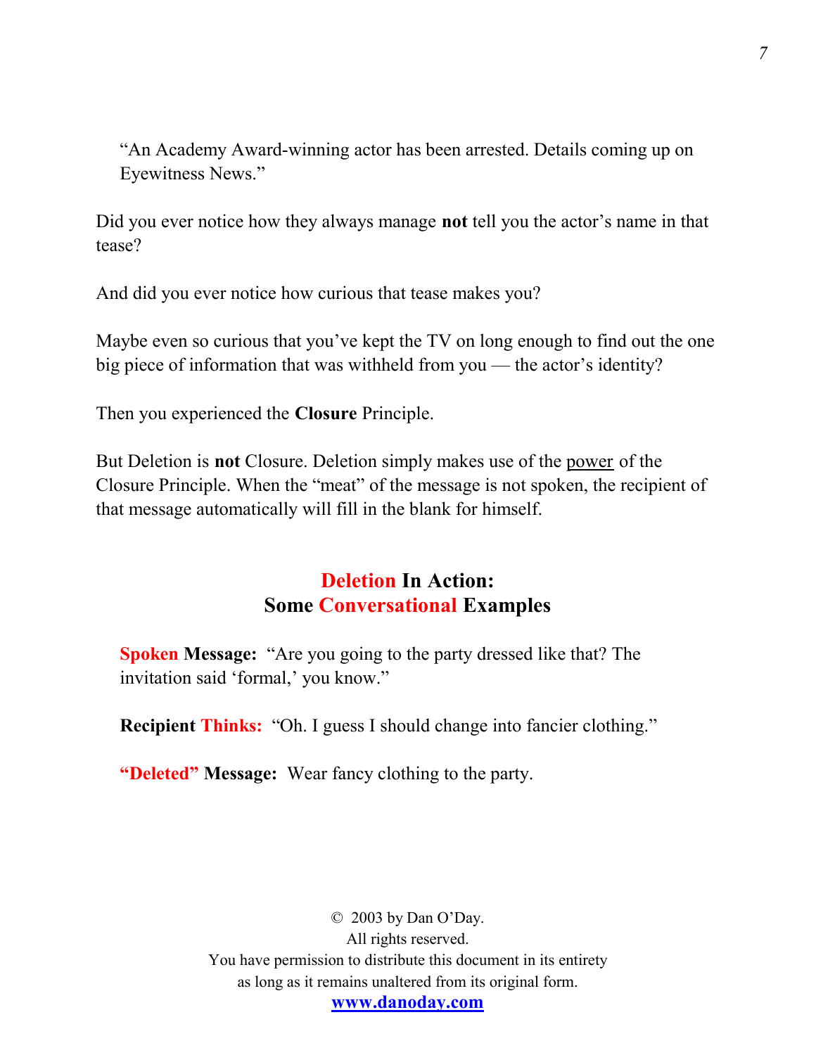> "An Academy Award-winning actor has been arrested. Details coming up on Eyewitness News."

Did you ever notice how they always manage **not** tell you the actor's name in that tease?

And did you ever notice how curious that tease makes you?

Maybe even so curious that you've kept the TV on long enough to find out the one big piece of information that was withheld from you — the actor's identity?

Then you experienced the **Closure** Principle.

But Deletion is **not** Closure. Deletion simply makes use of the <u>power</u> of the Closure Principle. When the "meat" of the message is not spoken, the recipient of that message automatically will fill in the blank for himself.

## Deletion In Action: Some Conversational Examples

**Spoken Message:** "Are you going to the party dressed like that? The invitation said 'formal,' you know."

**Recipient Thinks:** "Oh. I guess I should change into fancier clothing."

**"Deleted" Message:** Wear fancy clothing to the party.

© 2003 by Dan O'Day.
All rights reserved.
You have permission to distribute this document in its entirety as long as it remains unaltered from its original form.
**www.danoday.com**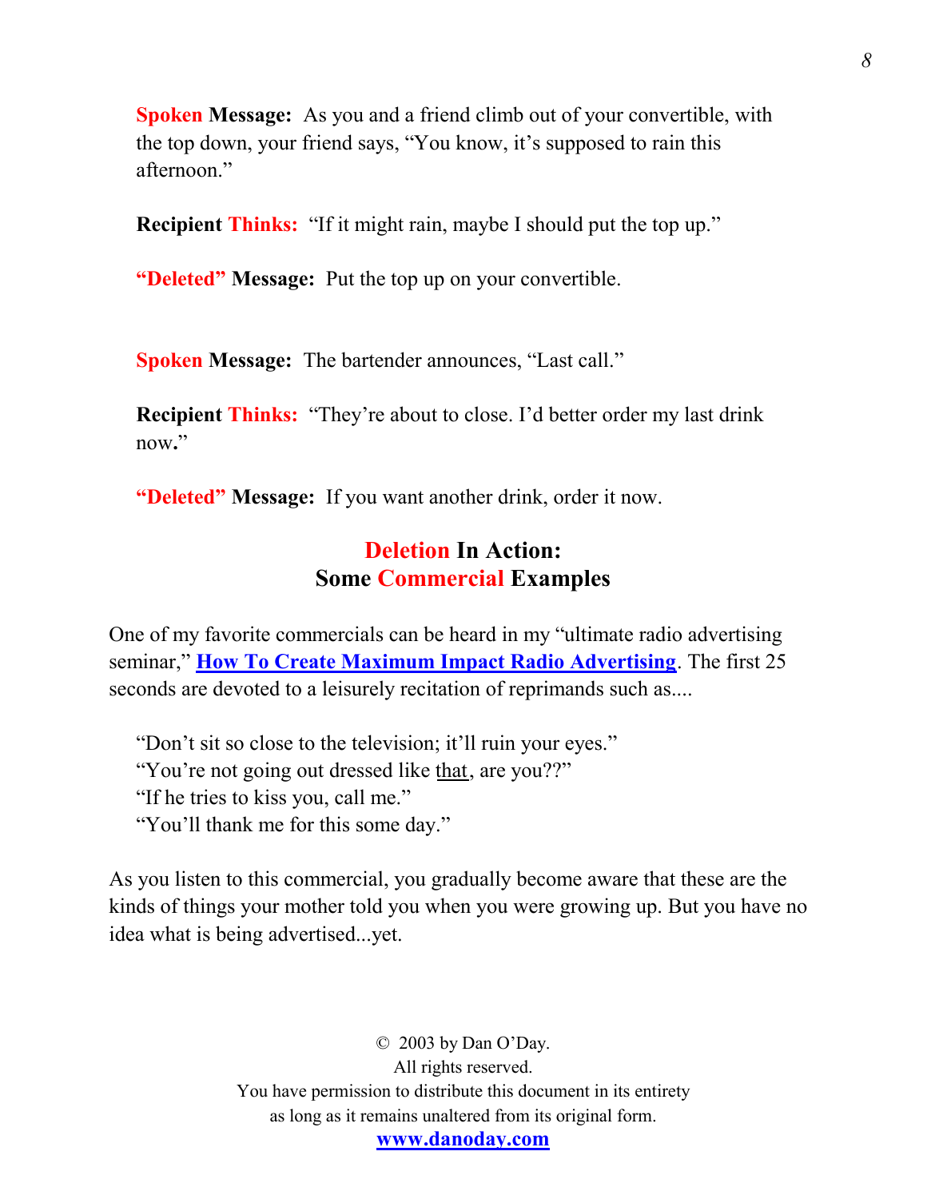**Spoken Message:** As you and a friend climb out of your convertible, with the top down, your friend says, "You know, it's supposed to rain this afternoon."

**Recipient Thinks:** "If it might rain, maybe I should put the top up."

**"Deleted" Message:** Put the top up on your convertible.

**Spoken Message:** The bartender announces, "Last call."

**Recipient Thinks:** "They're about to close. I'd better order my last drink now."

**"Deleted" Message:** If you want another drink, order it now.

## Deletion In Action:
## Some Commercial Examples

One of my favorite commercials can be heard in my "ultimate radio advertising seminar," **How To Create Maximum Impact Radio Advertising**. The first 25 seconds are devoted to a leisurely recitation of reprimands such as....

> "Don't sit so close to the television; it'll ruin your eyes."
> "You're not going out dressed like <u>that</u>, are you??"
> "If he tries to kiss you, call me."
> "You'll thank me for this some day."

As you listen to this commercial, you gradually become aware that these are the kinds of things your mother told you when you were growing up. But you have no idea what is being advertised...yet.

© 2003 by Dan O'Day.
All rights reserved.
You have permission to distribute this document in its entirety as long as it remains unaltered from its original form.
**www.danoday.com**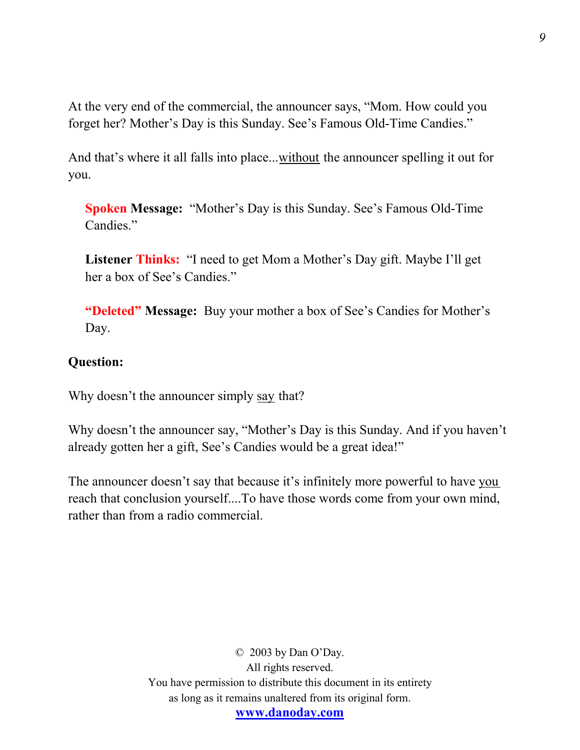At the very end of the commercial, the announcer says, “Mom. How could you forget her? Mother’s Day is this Sunday. See’s Famous Old-Time Candies.”

And that’s where it all falls into place...without the announcer spelling it out for you.

> **Spoken Message:** “Mother’s Day is this Sunday. See’s Famous Old-Time Candies.”
>
> **Listener Thinks:** “I need to get Mom a Mother’s Day gift. Maybe I’ll get her a box of See’s Candies.”
>
> **“Deleted” Message:** Buy your mother a box of See’s Candies for Mother’s Day.

**Question:**

Why doesn’t the announcer simply say that?

Why doesn’t the announcer say, “Mother’s Day is this Sunday. And if you haven’t already gotten her a gift, See’s Candies would be a great idea!”

The announcer doesn’t say that because it’s infinitely more powerful to have you reach that conclusion yourself....To have those words come from your own mind, rather than from a radio commercial.

© 2003 by Dan O’Day.
All rights reserved.
You have permission to distribute this document in its entirety as long as it remains unaltered from its original form.
**www.danoday.com**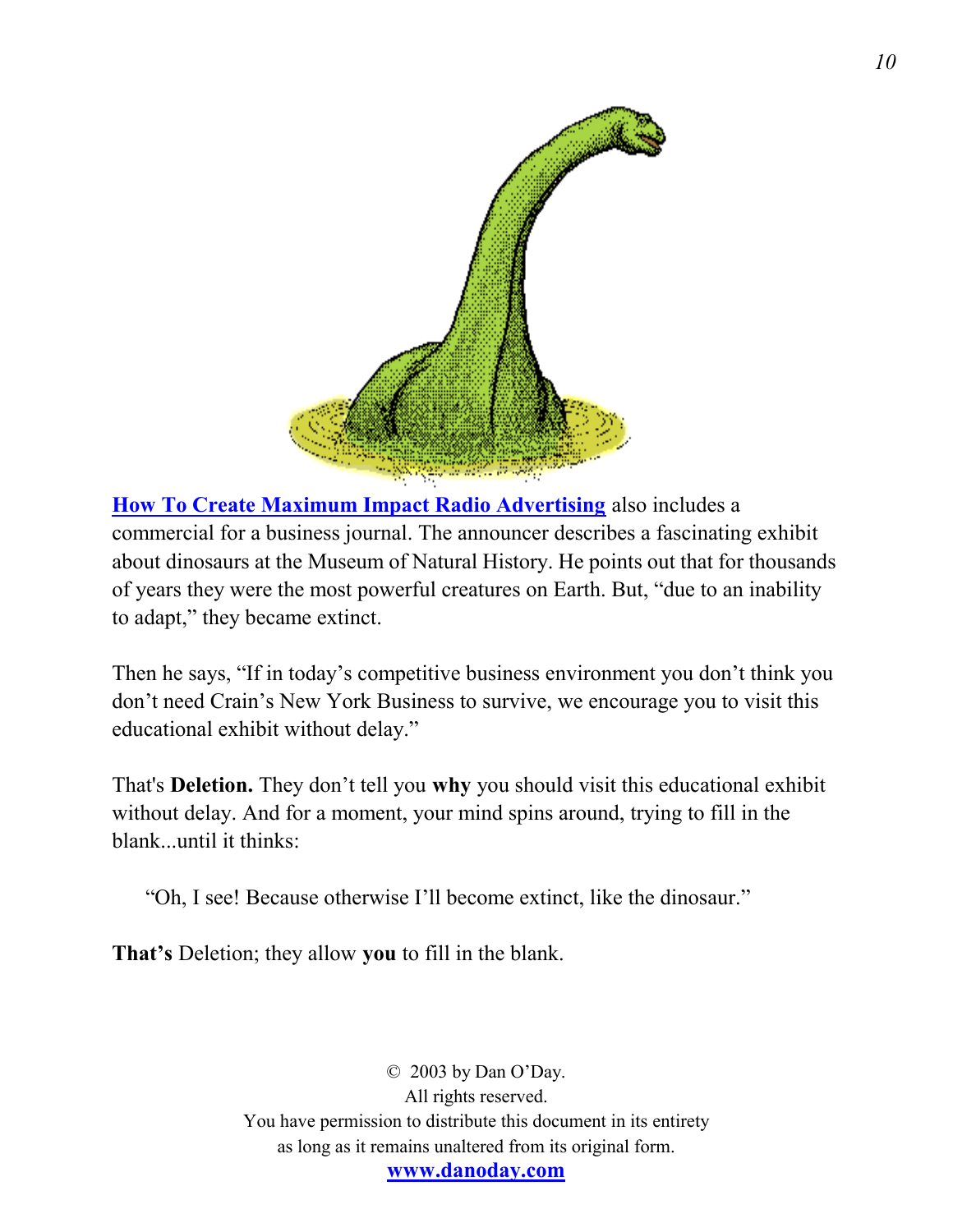**How To Create Maximum Impact Radio Advertising** also includes a commercial for a business journal. The announcer describes a fascinating exhibit about dinosaurs at the Museum of Natural History. He points out that for thousands of years they were the most powerful creatures on Earth. But, "due to an inability to adapt," they became extinct.

Then he says, "If in today's competitive business environment you don't think you don't need Crain's New York Business to survive, we encourage you to visit this educational exhibit without delay."

That's **Deletion.** They don't tell you **why** you should visit this educational exhibit without delay. And for a moment, your mind spins around, trying to fill in the blank...until it thinks:

> "Oh, I see! Because otherwise I'll become extinct, like the dinosaur."

**That's** Deletion; they allow **you** to fill in the blank.

© 2003 by Dan O'Day.
All rights reserved.
You have permission to distribute this document in its entirety as long as it remains unaltered from its original form.
**www.danoday.com**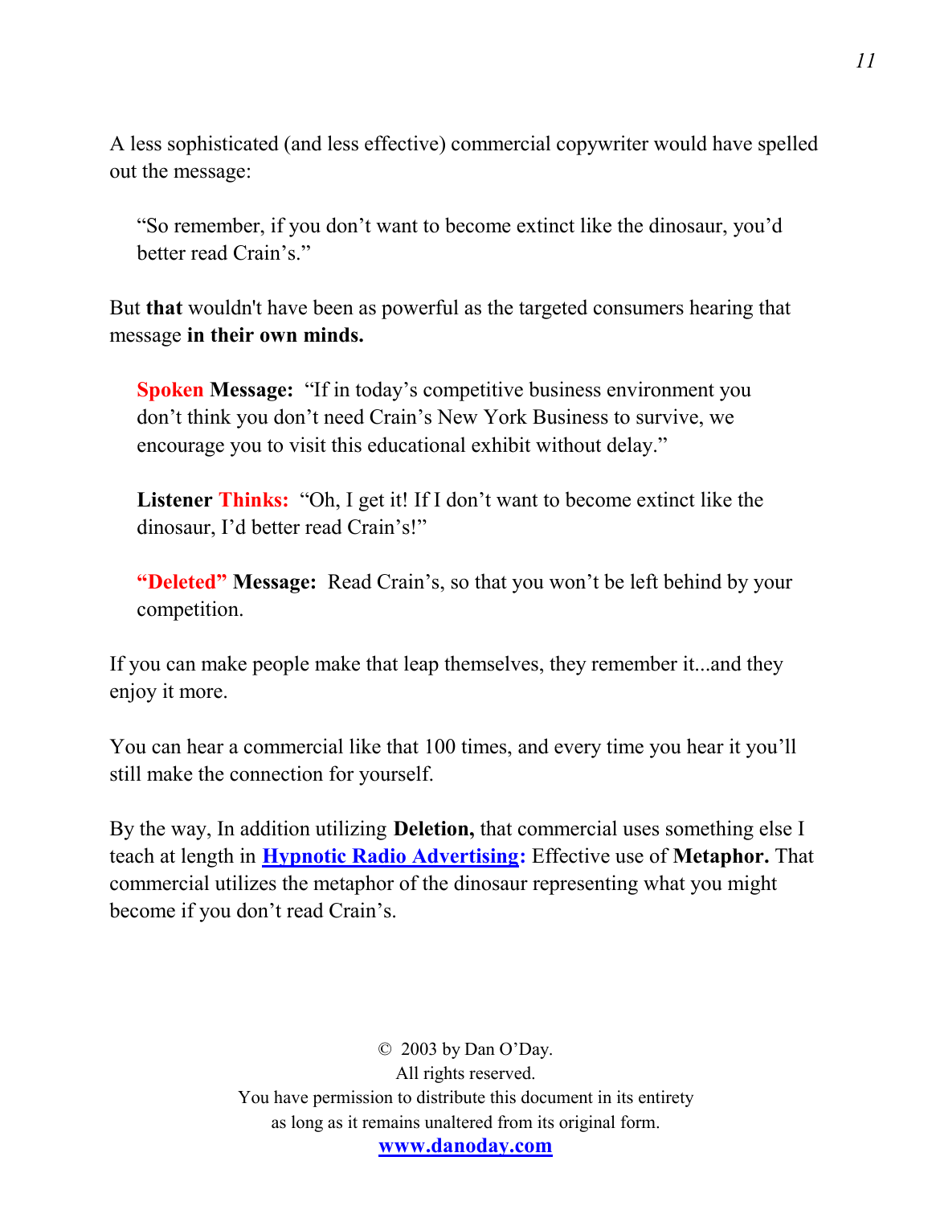A less sophisticated (and less effective) commercial copywriter would have spelled out the message:

> "So remember, if you don't want to become extinct like the dinosaur, you'd better read Crain's."

But **that** wouldn't have been as powerful as the targeted consumers hearing that message **in their own minds.**

> **Spoken Message:** "If in today's competitive business environment you don't think you don't need Crain's New York Business to survive, we encourage you to visit this educational exhibit without delay."
>
> **Listener Thinks:** "Oh, I get it! If I don't want to become extinct like the dinosaur, I'd better read Crain's!"
>
> **"Deleted" Message:** Read Crain's, so that you won't be left behind by your competition.

If you can make people make that leap themselves, they remember it...and they enjoy it more.

You can hear a commercial like that 100 times, and every time you hear it you'll still make the connection for yourself.

By the way, In addition utilizing **Deletion,** that commercial uses something else I teach at length in **Hypnotic Radio Advertising:** Effective use of **Metaphor.** That commercial utilizes the metaphor of the dinosaur representing what you might become if you don't read Crain's.

© 2003 by Dan O'Day.
All rights reserved.
You have permission to distribute this document in its entirety as long as it remains unaltered from its original form.
**www.danoday.com**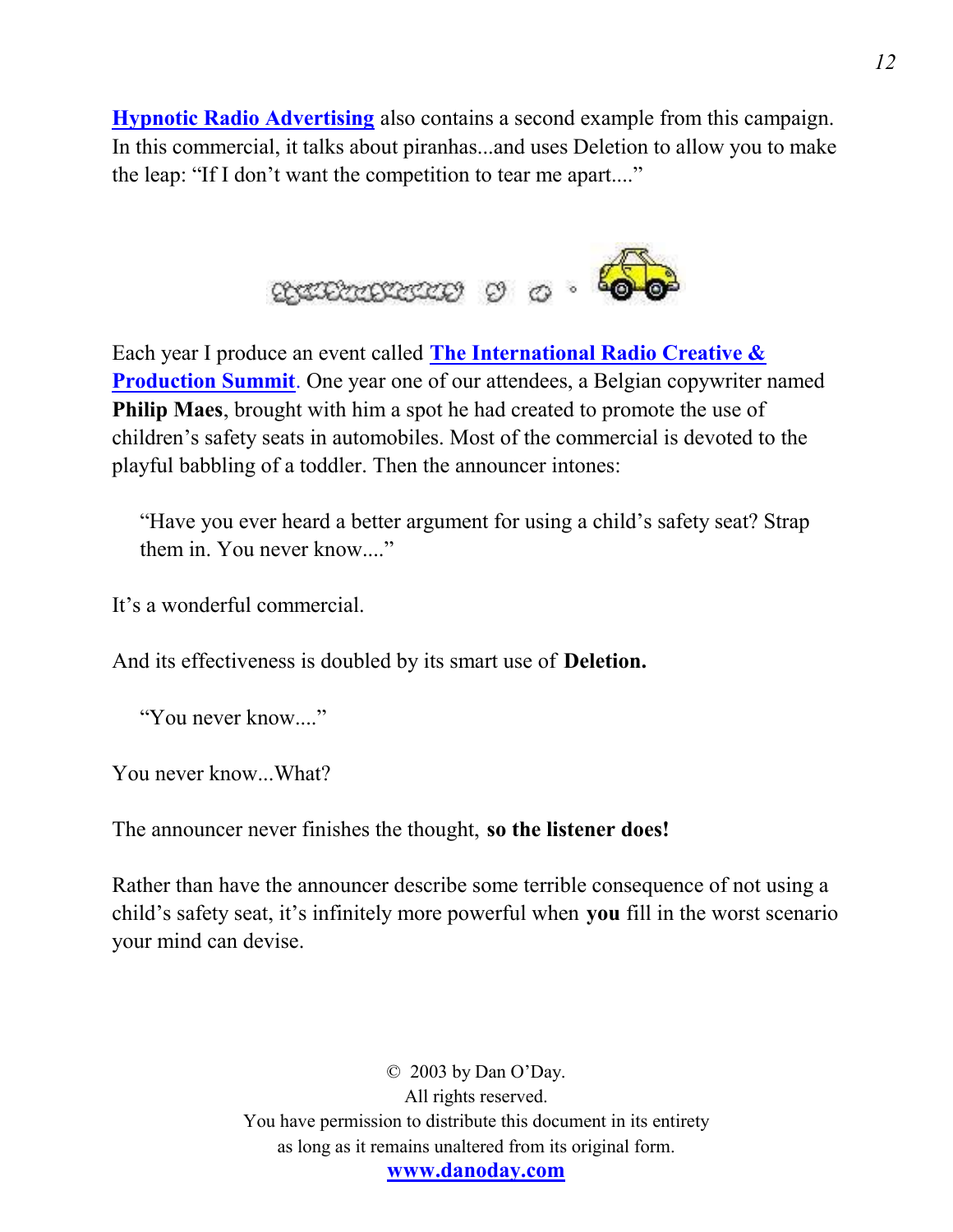**Hypnotic Radio Advertising** also contains a second example from this campaign. In this commercial, it talks about piranhas...and uses Deletion to allow you to make the leap: "If I don't want the competition to tear me apart...."

Each year I produce an event called **The International Radio Creative & Production Summit**. One year one of our attendees, a Belgian copywriter named **Philip Maes**, brought with him a spot he had created to promote the use of children's safety seats in automobiles. Most of the commercial is devoted to the playful babbling of a toddler. Then the announcer intones:

> "Have you ever heard a better argument for using a child's safety seat? Strap them in. You never know...."

It's a wonderful commercial.

And its effectiveness is doubled by its smart use of **Deletion.**

> "You never know...."

You never know...What?

The announcer never finishes the thought, **so the listener does!**

Rather than have the announcer describe some terrible consequence of not using a child's safety seat, it's infinitely more powerful when **you** fill in the worst scenario your mind can devise.

© 2003 by Dan O'Day.
All rights reserved.
You have permission to distribute this document in its entirety as long as it remains unaltered from its original form.
**www.danoday.com**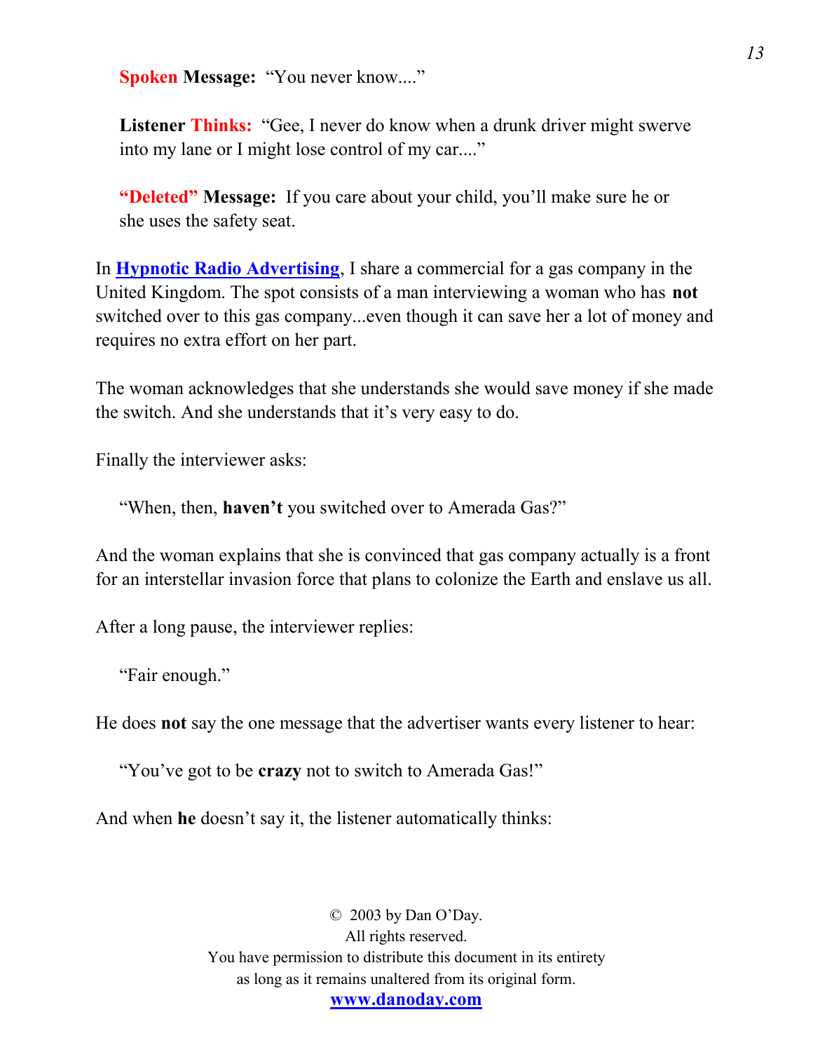**Spoken Message:** "You never know...."

**Listener Thinks:** "Gee, I never do know when a drunk driver might swerve into my lane or I might lose control of my car...."

**"Deleted" Message:** If you care about your child, you'll make sure he or she uses the safety seat.

In **[Hypnotic Radio Advertising](#)**, I share a commercial for a gas company in the United Kingdom. The spot consists of a man interviewing a woman who has **not** switched over to this gas company...even though it can save her a lot of money and requires no extra effort on her part.

The woman acknowledges that she understands she would save money if she made the switch. And she understands that it's very easy to do.

Finally the interviewer asks:

> "When, then, **haven't** you switched over to Amerada Gas?"

And the woman explains that she is convinced that gas company actually is a front for an interstellar invasion force that plans to colonize the Earth and enslave us all.

After a long pause, the interviewer replies:

> "Fair enough."

He does **not** say the one message that the advertiser wants every listener to hear:

> "You've got to be **crazy** not to switch to Amerada Gas!"

And when **he** doesn't say it, the listener automatically thinks: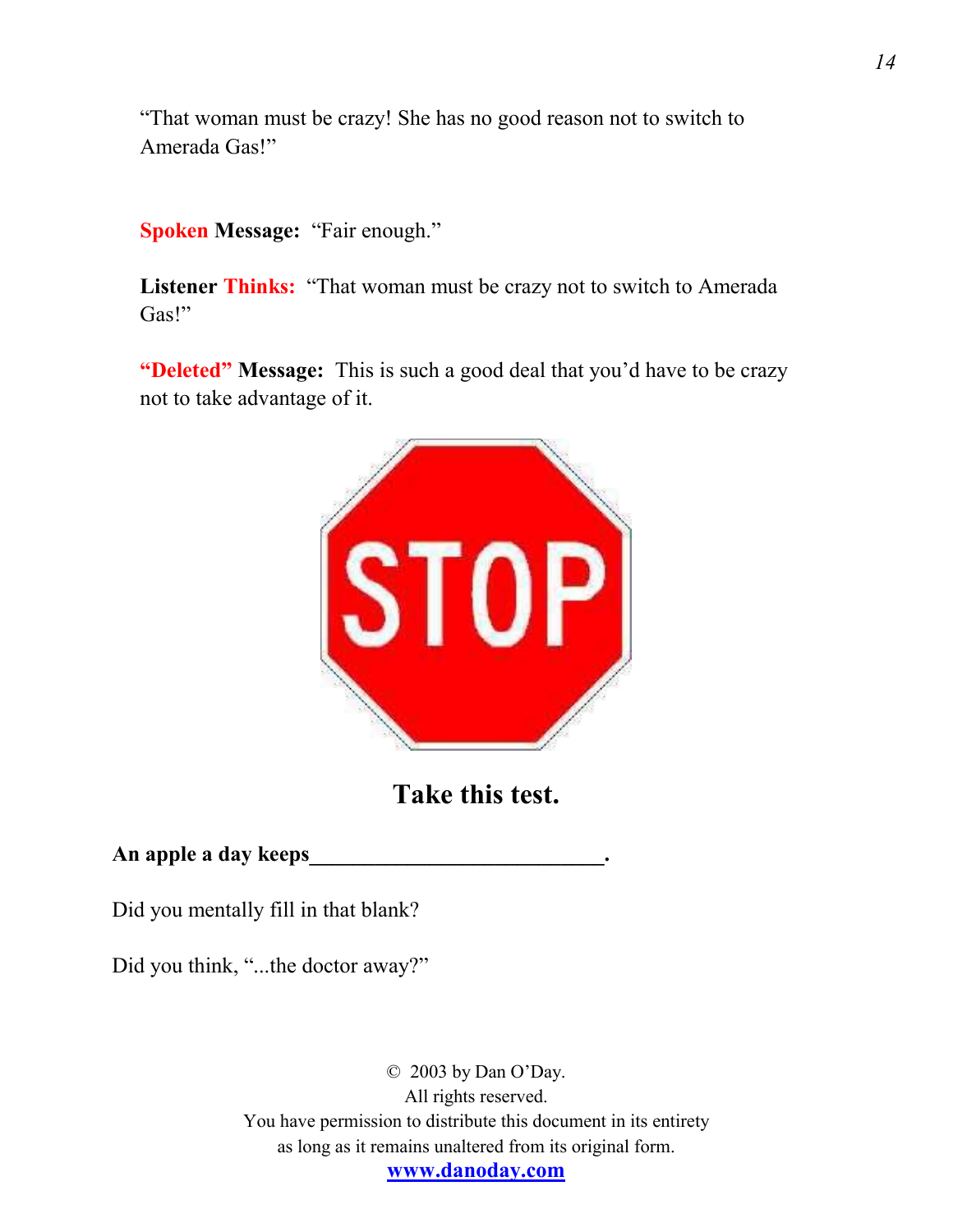"That woman must be crazy! She has no good reason not to switch to Amerada Gas!"

**Spoken Message:** "Fair enough."

**Listener Thinks:** "That woman must be crazy not to switch to Amerada Gas!"

**"Deleted" Message:** This is such a good deal that you'd have to be crazy not to take advantage of it.

STOP

## Take this test.

**An apple a day keeps___________________________.**

Did you mentally fill in that blank?

Did you think, "...the doctor away?"

© 2003 by Dan O'Day.
All rights reserved.
You have permission to distribute this document in its entirety
as long as it remains unaltered from its original form.
**www.danoday.com**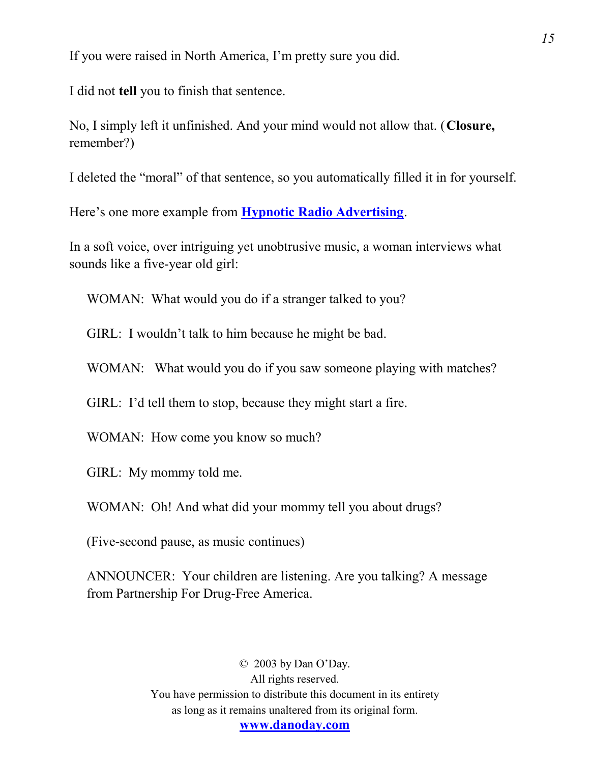If you were raised in North America, I'm pretty sure you did.

I did not **tell** you to finish that sentence.

No, I simply left it unfinished. And your mind would not allow that. (**Closure,** remember?)

I deleted the "moral" of that sentence, so you automatically filled it in for yourself.

Here's one more example from **Hypnotic Radio Advertising**.

In a soft voice, over intriguing yet unobtrusive music, a woman interviews what sounds like a five-year old girl:

> WOMAN: What would you do if a stranger talked to you?
>
> GIRL: I wouldn't talk to him because he might be bad.
>
> WOMAN: What would you do if you saw someone playing with matches?
>
> GIRL: I'd tell them to stop, because they might start a fire.
>
> WOMAN: How come you know so much?
>
> GIRL: My mommy told me.
>
> WOMAN: Oh! And what did your mommy tell you about drugs?
>
> (Five-second pause, as music continues)
>
> ANNOUNCER: Your children are listening. Are you talking? A message from Partnership For Drug-Free America.

© 2003 by Dan O'Day.
All rights reserved.
You have permission to distribute this document in its entirety
as long as it remains unaltered from its original form.
**www.danoday.com**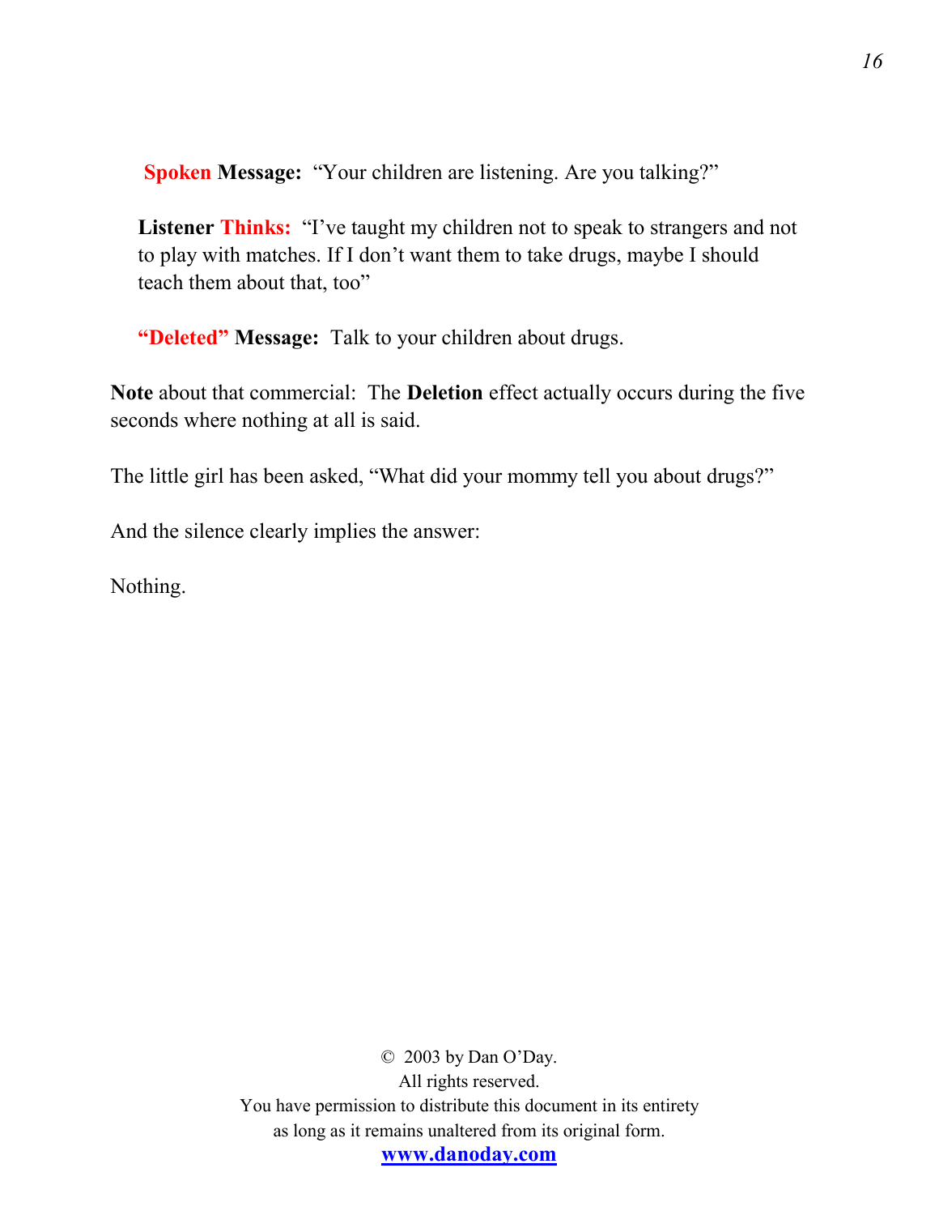**Spoken Message:** "Your children are listening. Are you talking?"

**Listener Thinks:** "I've taught my children not to speak to strangers and not to play with matches. If I don't want them to take drugs, maybe I should teach them about that, too"

**"Deleted" Message:** Talk to your children about drugs.

**Note** about that commercial: The **Deletion** effect actually occurs during the five seconds where nothing at all is said.

The little girl has been asked, "What did your mommy tell you about drugs?"

And the silence clearly implies the answer:

Nothing.

© 2003 by Dan O'Day.
All rights reserved.
You have permission to distribute this document in its entirety as long as it remains unaltered from its original form.
**www.danoday.com**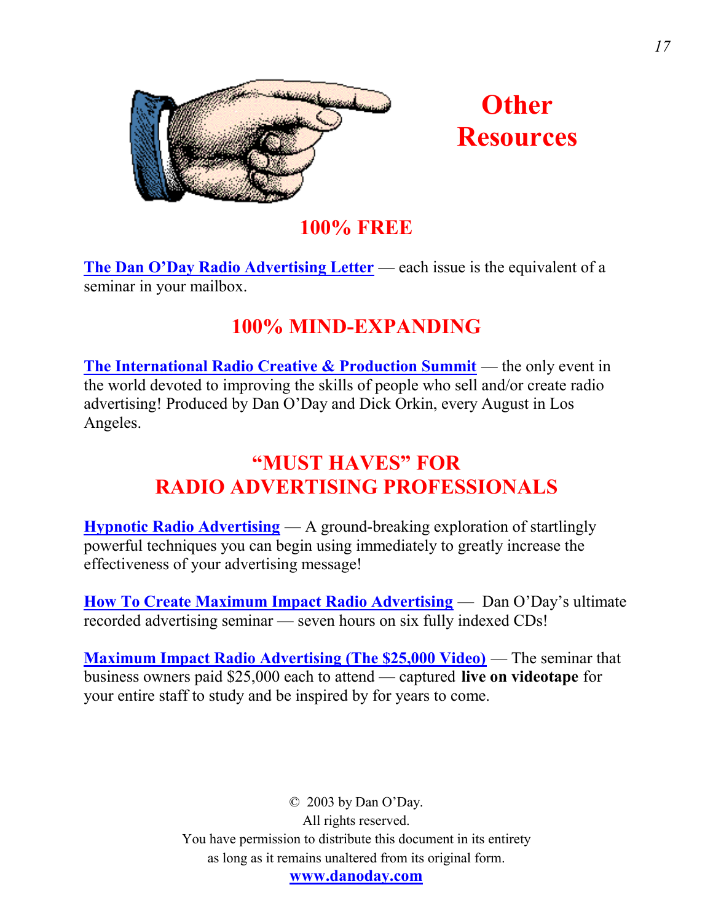# Other Resources

## 100% FREE

**The Dan O'Day Radio Advertising Letter** — each issue is the equivalent of a seminar in your mailbox.

## 100% MIND-EXPANDING

**The International Radio Creative & Production Summit** — the only event in the world devoted to improving the skills of people who sell and/or create radio advertising! Produced by Dan O'Day and Dick Orkin, every August in Los Angeles.

## "MUST HAVES" FOR RADIO ADVERTISING PROFESSIONALS

**Hypnotic Radio Advertising** — A ground-breaking exploration of startlingly powerful techniques you can begin using immediately to greatly increase the effectiveness of your advertising message!

**How To Create Maximum Impact Radio Advertising** — Dan O'Day's ultimate recorded advertising seminar — seven hours on six fully indexed CDs!

**Maximum Impact Radio Advertising (The $25,000 Video)** — The seminar that business owners paid $25,000 each to attend — captured **live on videotape** for your entire staff to study and be inspired by for years to come.

© 2003 by Dan O'Day.
All rights reserved.
You have permission to distribute this document in its entirety
as long as it remains unaltered from its original form.
**www.danoday.com**